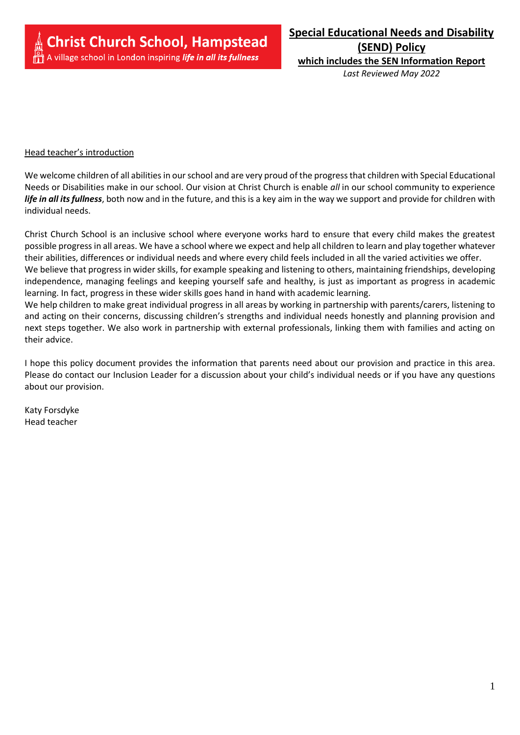**Christ Church School, Hampstead**
A village school in London inspiring ***life in all its fullness***

# Special Educational Needs and Disability (SEND) Policy

## which includes the SEN Information Report

*Last Reviewed May 2022*

Head teacher's introduction

We welcome children of all abilities in our school and are very proud of the progress that children with Special Educational Needs or Disabilities make in our school. Our vision at Christ Church is enable *all* in our school community to experience ***life in all its fullness***, both now and in the future, and this is a key aim in the way we support and provide for children with individual needs.

Christ Church School is an inclusive school where everyone works hard to ensure that every child makes the greatest possible progress in all areas. We have a school where we expect and help all children to learn and play together whatever their abilities, differences or individual needs and where every child feels included in all the varied activities we offer.

We believe that progress in wider skills, for example speaking and listening to others, maintaining friendships, developing independence, managing feelings and keeping yourself safe and healthy, is just as important as progress in academic learning. In fact, progress in these wider skills goes hand in hand with academic learning.

We help children to make great individual progress in all areas by working in partnership with parents/carers, listening to and acting on their concerns, discussing children's strengths and individual needs honestly and planning provision and next steps together. We also work in partnership with external professionals, linking them with families and acting on their advice.

I hope this policy document provides the information that parents need about our provision and practice in this area. Please do contact our Inclusion Leader for a discussion about your child's individual needs or if you have any questions about our provision.

Katy Forsdyke
Head teacher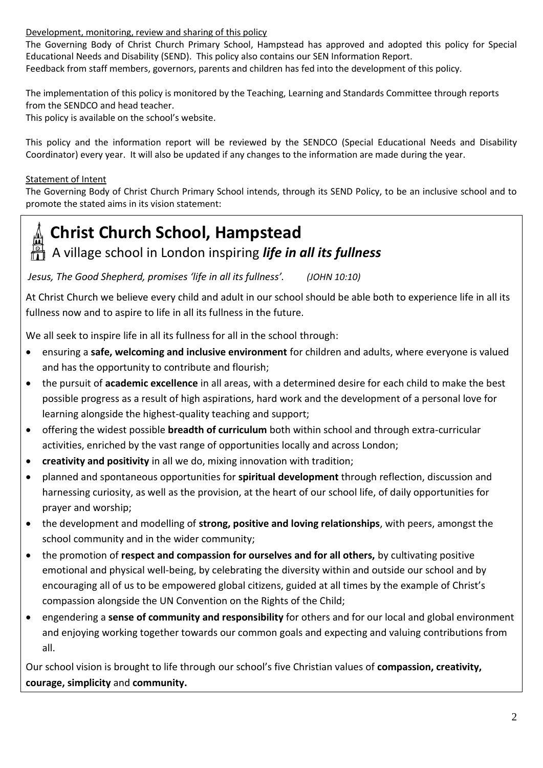Development, monitoring, review and sharing of this policy

The Governing Body of Christ Church Primary School, Hampstead has approved and adopted this policy for Special Educational Needs and Disability (SEND). This policy also contains our SEN Information Report.
Feedback from staff members, governors, parents and children has fed into the development of this policy.

The implementation of this policy is monitored by the Teaching, Learning and Standards Committee through reports from the SENDCO and head teacher.
This policy is available on the school's website.

This policy and the information report will be reviewed by the SENDCO (Special Educational Needs and Disability Coordinator) every year. It will also be updated if any changes to the information are made during the year.

Statement of Intent

The Governing Body of Christ Church Primary School intends, through its SEND Policy, to be an inclusive school and to promote the stated aims in its vision statement:

# Christ Church School, Hampstead

## A village school in London inspiring ***life in all its fullness***

*Jesus, The Good Shepherd, promises 'life in all its fullness'. (JOHN 10:10)*

At Christ Church we believe every child and adult in our school should be able both to experience life in all its fullness now and to aspire to life in all its fullness in the future.

We all seek to inspire life in all its fullness for all in the school through:

- ensuring a **safe, welcoming and inclusive environment** for children and adults, where everyone is valued and has the opportunity to contribute and flourish;
- the pursuit of **academic excellence** in all areas, with a determined desire for each child to make the best possible progress as a result of high aspirations, hard work and the development of a personal love for learning alongside the highest-quality teaching and support;
- offering the widest possible **breadth of curriculum** both within school and through extra-curricular activities, enriched by the vast range of opportunities locally and across London;
- **creativity and positivity** in all we do, mixing innovation with tradition;
- planned and spontaneous opportunities for **spiritual development** through reflection, discussion and harnessing curiosity, as well as the provision, at the heart of our school life, of daily opportunities for prayer and worship;
- the development and modelling of **strong, positive and loving relationships**, with peers, amongst the school community and in the wider community;
- the promotion of **respect and compassion for ourselves and for all others,** by cultivating positive emotional and physical well-being, by celebrating the diversity within and outside our school and by encouraging all of us to be empowered global citizens, guided at all times by the example of Christ's compassion alongside the UN Convention on the Rights of the Child;
- engendering a **sense of community and responsibility** for others and for our local and global environment and enjoying working together towards our common goals and expecting and valuing contributions from all.

Our school vision is brought to life through our school's five Christian values of **compassion, creativity, courage, simplicity** and **community.**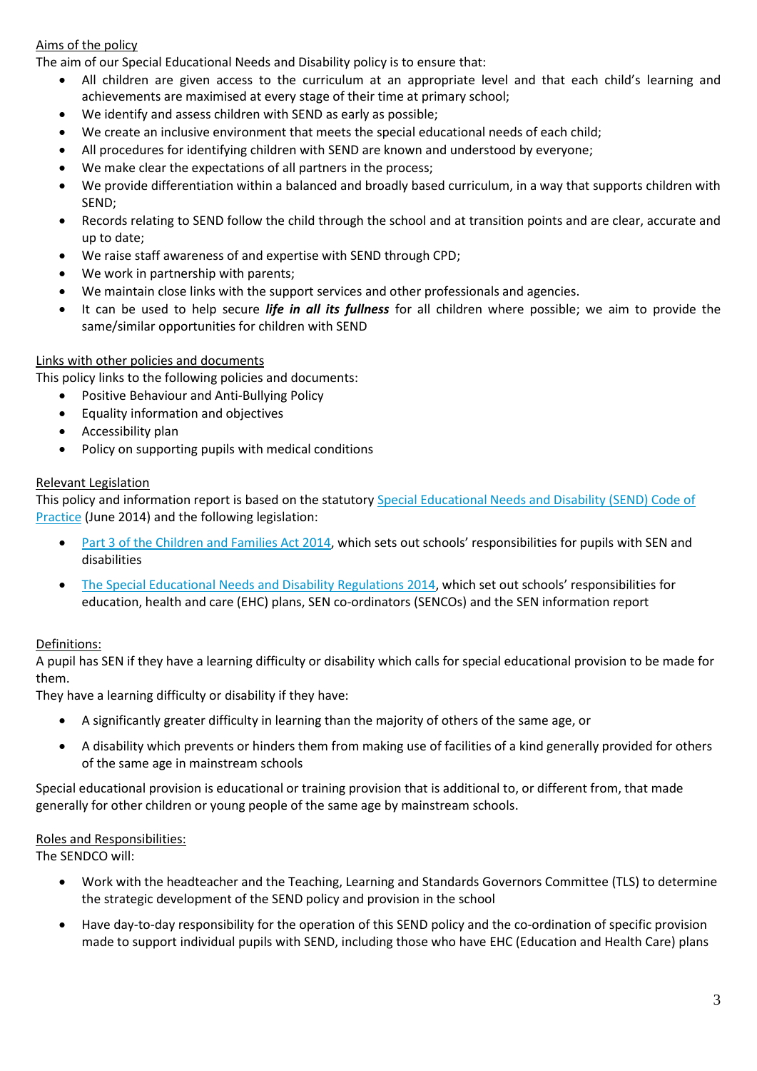## Aims of the policy

The aim of our Special Educational Needs and Disability policy is to ensure that:

- All children are given access to the curriculum at an appropriate level and that each child's learning and achievements are maximised at every stage of their time at primary school;
- We identify and assess children with SEND as early as possible;
- We create an inclusive environment that meets the special educational needs of each child;
- All procedures for identifying children with SEND are known and understood by everyone;
- We make clear the expectations of all partners in the process;
- We provide differentiation within a balanced and broadly based curriculum, in a way that supports children with SEND;
- Records relating to SEND follow the child through the school and at transition points and are clear, accurate and up to date;
- We raise staff awareness of and expertise with SEND through CPD;
- We work in partnership with parents;
- We maintain close links with the support services and other professionals and agencies.
- It can be used to help secure ***life in all its fullness*** for all children where possible; we aim to provide the same/similar opportunities for children with SEND

## Links with other policies and documents

This policy links to the following policies and documents:

- Positive Behaviour and Anti-Bullying Policy
- Equality information and objectives
- Accessibility plan
- Policy on supporting pupils with medical conditions

## Relevant Legislation

This policy and information report is based on the statutory Special Educational Needs and Disability (SEND) Code of Practice (June 2014) and the following legislation:

- Part 3 of the Children and Families Act 2014, which sets out schools' responsibilities for pupils with SEN and disabilities
- The Special Educational Needs and Disability Regulations 2014, which set out schools' responsibilities for education, health and care (EHC) plans, SEN co-ordinators (SENCOs) and the SEN information report

## Definitions:

A pupil has SEN if they have a learning difficulty or disability which calls for special educational provision to be made for them.

They have a learning difficulty or disability if they have:

- A significantly greater difficulty in learning than the majority of others of the same age, or
- A disability which prevents or hinders them from making use of facilities of a kind generally provided for others of the same age in mainstream schools

Special educational provision is educational or training provision that is additional to, or different from, that made generally for other children or young people of the same age by mainstream schools.

## Roles and Responsibilities:

The SENDCO will:

- Work with the headteacher and the Teaching, Learning and Standards Governors Committee (TLS) to determine the strategic development of the SEND policy and provision in the school
- Have day-to-day responsibility for the operation of this SEND policy and the co-ordination of specific provision made to support individual pupils with SEND, including those who have EHC (Education and Health Care) plans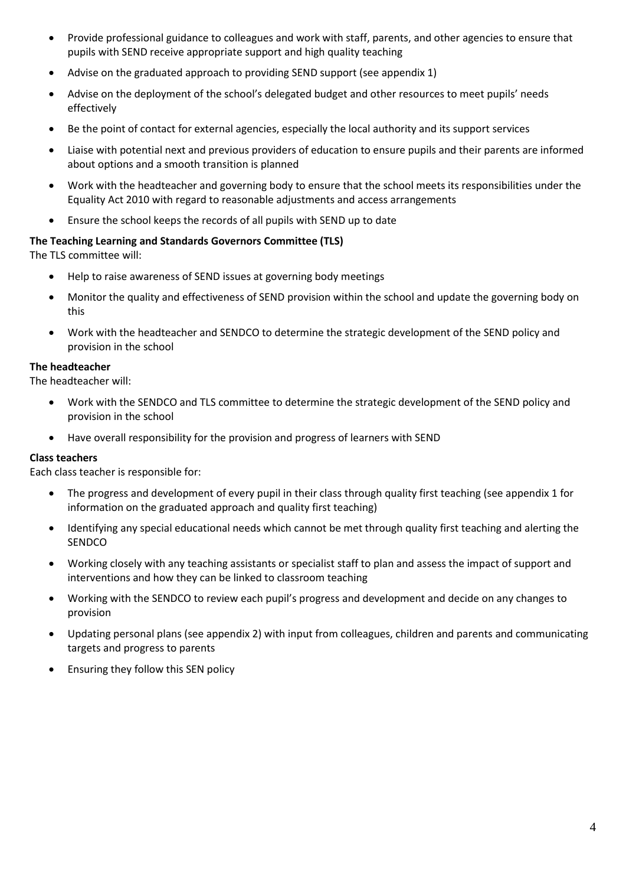- Provide professional guidance to colleagues and work with staff, parents, and other agencies to ensure that pupils with SEND receive appropriate support and high quality teaching
- Advise on the graduated approach to providing SEND support (see appendix 1)
- Advise on the deployment of the school's delegated budget and other resources to meet pupils' needs effectively
- Be the point of contact for external agencies, especially the local authority and its support services
- Liaise with potential next and previous providers of education to ensure pupils and their parents are informed about options and a smooth transition is planned
- Work with the headteacher and governing body to ensure that the school meets its responsibilities under the Equality Act 2010 with regard to reasonable adjustments and access arrangements
- Ensure the school keeps the records of all pupils with SEND up to date

**The Teaching Learning and Standards Governors Committee (TLS)**

The TLS committee will:

- Help to raise awareness of SEND issues at governing body meetings
- Monitor the quality and effectiveness of SEND provision within the school and update the governing body on this
- Work with the headteacher and SENDCO to determine the strategic development of the SEND policy and provision in the school

**The headteacher**

The headteacher will:

- Work with the SENDCO and TLS committee to determine the strategic development of the SEND policy and provision in the school
- Have overall responsibility for the provision and progress of learners with SEND

**Class teachers**

Each class teacher is responsible for:

- The progress and development of every pupil in their class through quality first teaching (see appendix 1 for information on the graduated approach and quality first teaching)
- Identifying any special educational needs which cannot be met through quality first teaching and alerting the SENDCO
- Working closely with any teaching assistants or specialist staff to plan and assess the impact of support and interventions and how they can be linked to classroom teaching
- Working with the SENDCO to review each pupil's progress and development and decide on any changes to provision
- Updating personal plans (see appendix 2) with input from colleagues, children and parents and communicating targets and progress to parents
- Ensuring they follow this SEN policy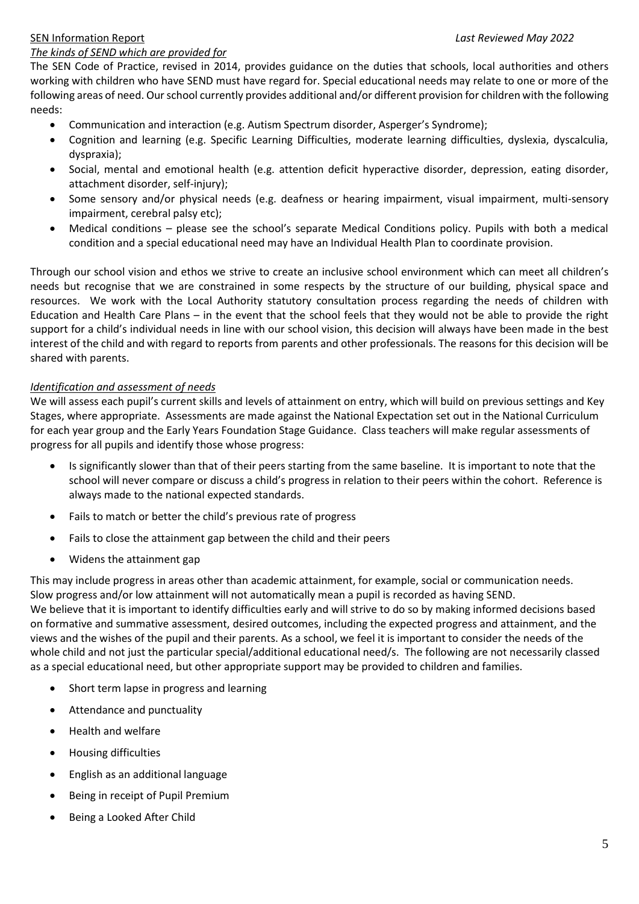*The kinds of SEND which are provided for*

The SEN Code of Practice, revised in 2014, provides guidance on the duties that schools, local authorities and others working with children who have SEND must have regard for. Special educational needs may relate to one or more of the following areas of need. Our school currently provides additional and/or different provision for children with the following needs:

- Communication and interaction (e.g. Autism Spectrum disorder, Asperger's Syndrome);
- Cognition and learning (e.g. Specific Learning Difficulties, moderate learning difficulties, dyslexia, dyscalculia, dyspraxia);
- Social, mental and emotional health (e.g. attention deficit hyperactive disorder, depression, eating disorder, attachment disorder, self-injury);
- Some sensory and/or physical needs (e.g. deafness or hearing impairment, visual impairment, multi-sensory impairment, cerebral palsy etc);
- Medical conditions – please see the school's separate Medical Conditions policy. Pupils with both a medical condition and a special educational need may have an Individual Health Plan to coordinate provision.

Through our school vision and ethos we strive to create an inclusive school environment which can meet all children's needs but recognise that we are constrained in some respects by the structure of our building, physical space and resources. We work with the Local Authority statutory consultation process regarding the needs of children with Education and Health Care Plans – in the event that the school feels that they would not be able to provide the right support for a child's individual needs in line with our school vision, this decision will always have been made in the best interest of the child and with regard to reports from parents and other professionals. The reasons for this decision will be shared with parents.

*Identification and assessment of needs*

We will assess each pupil's current skills and levels of attainment on entry, which will build on previous settings and Key Stages, where appropriate. Assessments are made against the National Expectation set out in the National Curriculum for each year group and the Early Years Foundation Stage Guidance. Class teachers will make regular assessments of progress for all pupils and identify those whose progress:

- Is significantly slower than that of their peers starting from the same baseline. It is important to note that the school will never compare or discuss a child's progress in relation to their peers within the cohort. Reference is always made to the national expected standards.
- Fails to match or better the child's previous rate of progress
- Fails to close the attainment gap between the child and their peers
- Widens the attainment gap

This may include progress in areas other than academic attainment, for example, social or communication needs. Slow progress and/or low attainment will not automatically mean a pupil is recorded as having SEND.

We believe that it is important to identify difficulties early and will strive to do so by making informed decisions based on formative and summative assessment, desired outcomes, including the expected progress and attainment, and the views and the wishes of the pupil and their parents. As a school, we feel it is important to consider the needs of the whole child and not just the particular special/additional educational need/s. The following are not necessarily classed as a special educational need, but other appropriate support may be provided to children and families.

- Short term lapse in progress and learning
- Attendance and punctuality
- Health and welfare
- Housing difficulties
- English as an additional language
- Being in receipt of Pupil Premium
- Being a Looked After Child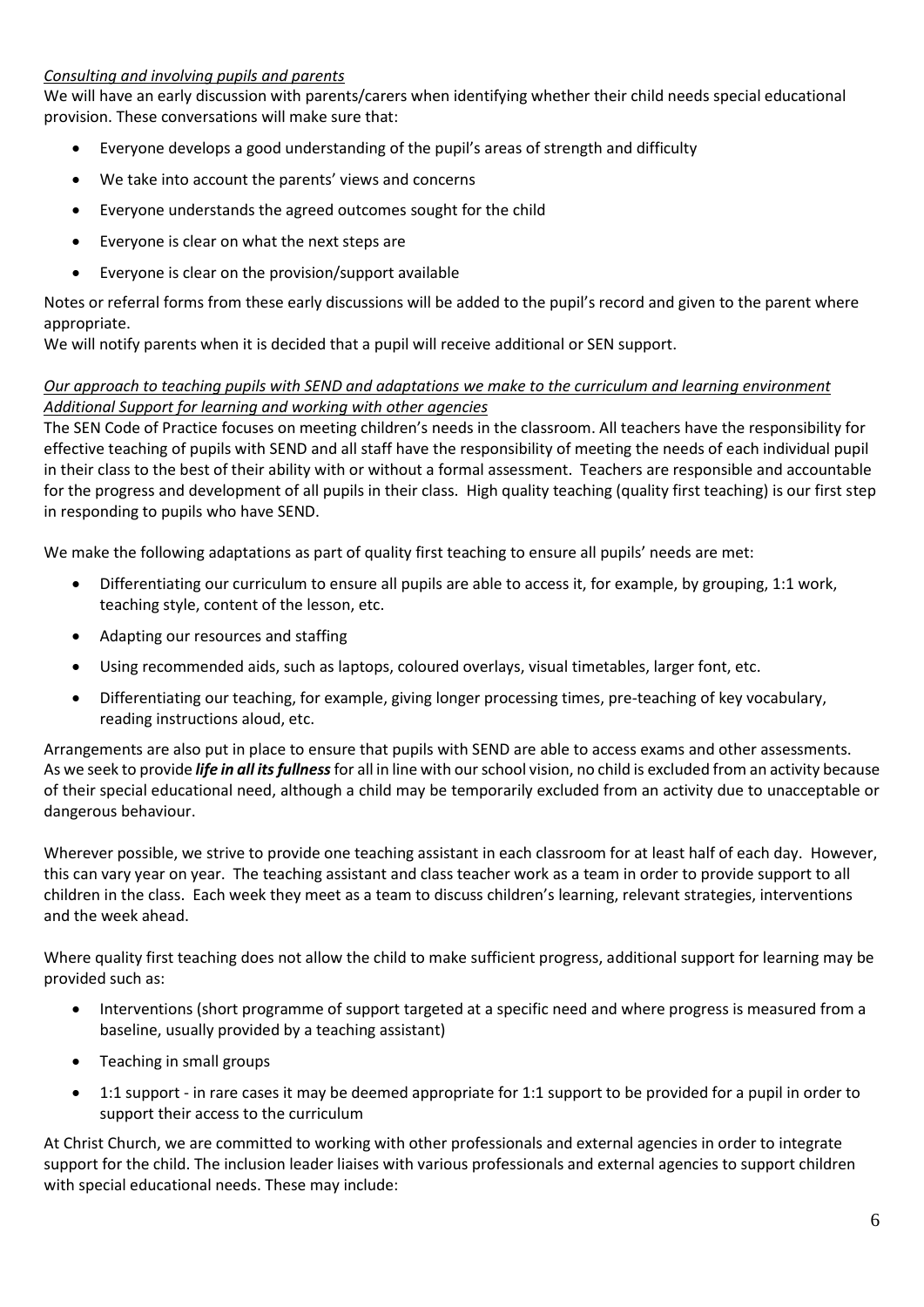*Consulting and involving pupils and parents*

We will have an early discussion with parents/carers when identifying whether their child needs special educational provision. These conversations will make sure that:

- Everyone develops a good understanding of the pupil's areas of strength and difficulty
- We take into account the parents' views and concerns
- Everyone understands the agreed outcomes sought for the child
- Everyone is clear on what the next steps are
- Everyone is clear on the provision/support available

Notes or referral forms from these early discussions will be added to the pupil's record and given to the parent where appropriate.

We will notify parents when it is decided that a pupil will receive additional or SEN support.

*Our approach to teaching pupils with SEND and adaptations we make to the curriculum and learning environment*
*Additional Support for learning and working with other agencies*

The SEN Code of Practice focuses on meeting children's needs in the classroom. All teachers have the responsibility for effective teaching of pupils with SEND and all staff have the responsibility of meeting the needs of each individual pupil in their class to the best of their ability with or without a formal assessment. Teachers are responsible and accountable for the progress and development of all pupils in their class. High quality teaching (quality first teaching) is our first step in responding to pupils who have SEND.

We make the following adaptations as part of quality first teaching to ensure all pupils' needs are met:

- Differentiating our curriculum to ensure all pupils are able to access it, for example, by grouping, 1:1 work, teaching style, content of the lesson, etc.
- Adapting our resources and staffing
- Using recommended aids, such as laptops, coloured overlays, visual timetables, larger font, etc.
- Differentiating our teaching, for example, giving longer processing times, pre-teaching of key vocabulary, reading instructions aloud, etc.

Arrangements are also put in place to ensure that pupils with SEND are able to access exams and other assessments. As we seek to provide ***life in all its fullness*** for all in line with our school vision, no child is excluded from an activity because of their special educational need, although a child may be temporarily excluded from an activity due to unacceptable or dangerous behaviour.

Wherever possible, we strive to provide one teaching assistant in each classroom for at least half of each day. However, this can vary year on year. The teaching assistant and class teacher work as a team in order to provide support to all children in the class. Each week they meet as a team to discuss children's learning, relevant strategies, interventions and the week ahead.

Where quality first teaching does not allow the child to make sufficient progress, additional support for learning may be provided such as:

- Interventions (short programme of support targeted at a specific need and where progress is measured from a baseline, usually provided by a teaching assistant)
- Teaching in small groups
- 1:1 support - in rare cases it may be deemed appropriate for 1:1 support to be provided for a pupil in order to support their access to the curriculum

At Christ Church, we are committed to working with other professionals and external agencies in order to integrate support for the child. The inclusion leader liaises with various professionals and external agencies to support children with special educational needs. These may include: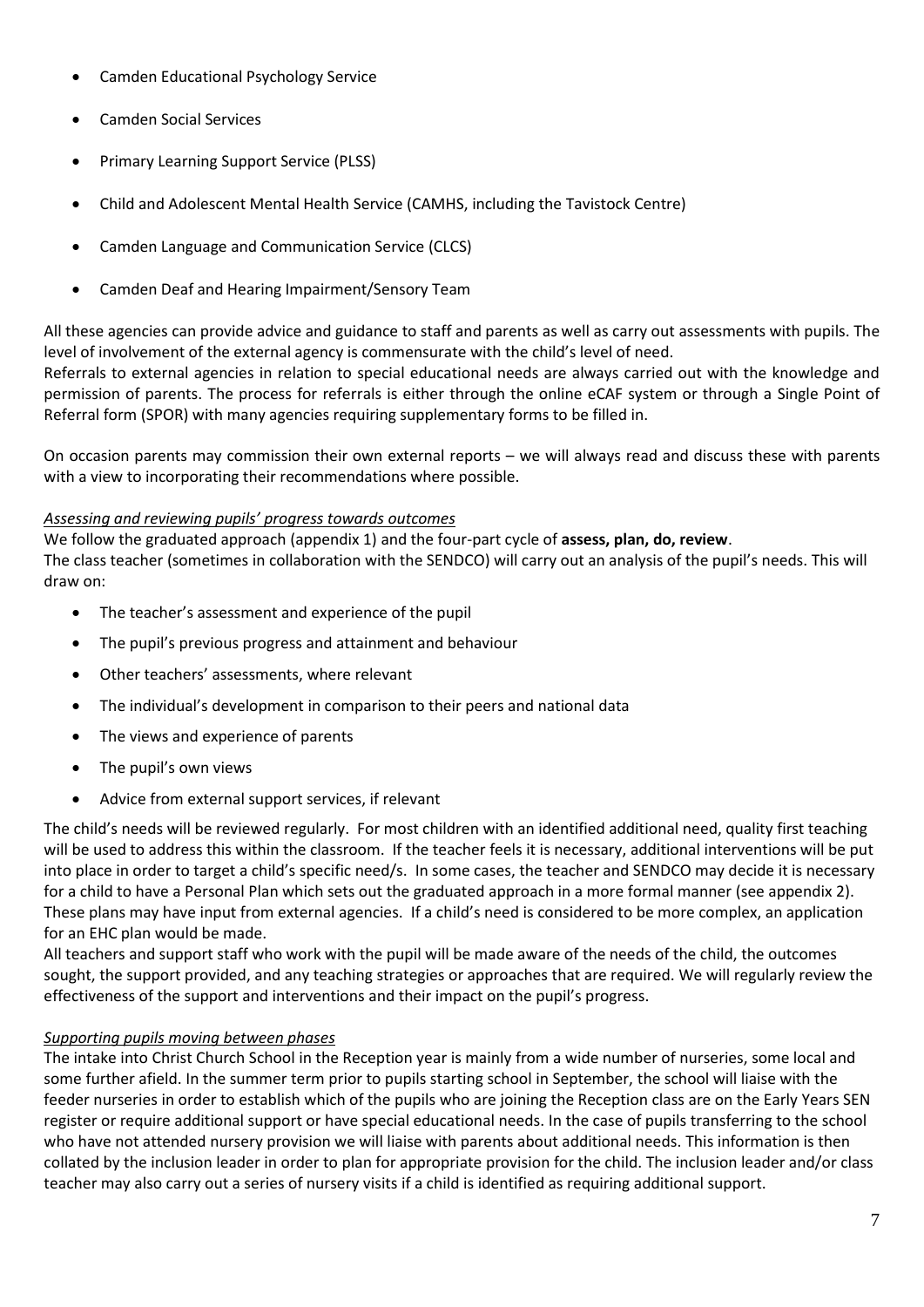- Camden Educational Psychology Service
- Camden Social Services
- Primary Learning Support Service (PLSS)
- Child and Adolescent Mental Health Service (CAMHS, including the Tavistock Centre)
- Camden Language and Communication Service (CLCS)
- Camden Deaf and Hearing Impairment/Sensory Team

All these agencies can provide advice and guidance to staff and parents as well as carry out assessments with pupils. The level of involvement of the external agency is commensurate with the child's level of need.
Referrals to external agencies in relation to special educational needs are always carried out with the knowledge and permission of parents. The process for referrals is either through the online eCAF system or through a Single Point of Referral form (SPOR) with many agencies requiring supplementary forms to be filled in.

On occasion parents may commission their own external reports – we will always read and discuss these with parents with a view to incorporating their recommendations where possible.

*Assessing and reviewing pupils' progress towards outcomes*

We follow the graduated approach (appendix 1) and the four-part cycle of **assess, plan, do, review**.
The class teacher (sometimes in collaboration with the SENDCO) will carry out an analysis of the pupil's needs. This will draw on:

- The teacher's assessment and experience of the pupil
- The pupil's previous progress and attainment and behaviour
- Other teachers' assessments, where relevant
- The individual's development in comparison to their peers and national data
- The views and experience of parents
- The pupil's own views
- Advice from external support services, if relevant

The child's needs will be reviewed regularly. For most children with an identified additional need, quality first teaching will be used to address this within the classroom. If the teacher feels it is necessary, additional interventions will be put into place in order to target a child's specific need/s. In some cases, the teacher and SENDCO may decide it is necessary for a child to have a Personal Plan which sets out the graduated approach in a more formal manner (see appendix 2). These plans may have input from external agencies. If a child's need is considered to be more complex, an application for an EHC plan would be made.
All teachers and support staff who work with the pupil will be made aware of the needs of the child, the outcomes sought, the support provided, and any teaching strategies or approaches that are required. We will regularly review the effectiveness of the support and interventions and their impact on the pupil's progress.

*Supporting pupils moving between phases*

The intake into Christ Church School in the Reception year is mainly from a wide number of nurseries, some local and some further afield. In the summer term prior to pupils starting school in September, the school will liaise with the feeder nurseries in order to establish which of the pupils who are joining the Reception class are on the Early Years SEN register or require additional support or have special educational needs. In the case of pupils transferring to the school who have not attended nursery provision we will liaise with parents about additional needs. This information is then collated by the inclusion leader in order to plan for appropriate provision for the child. The inclusion leader and/or class teacher may also carry out a series of nursery visits if a child is identified as requiring additional support.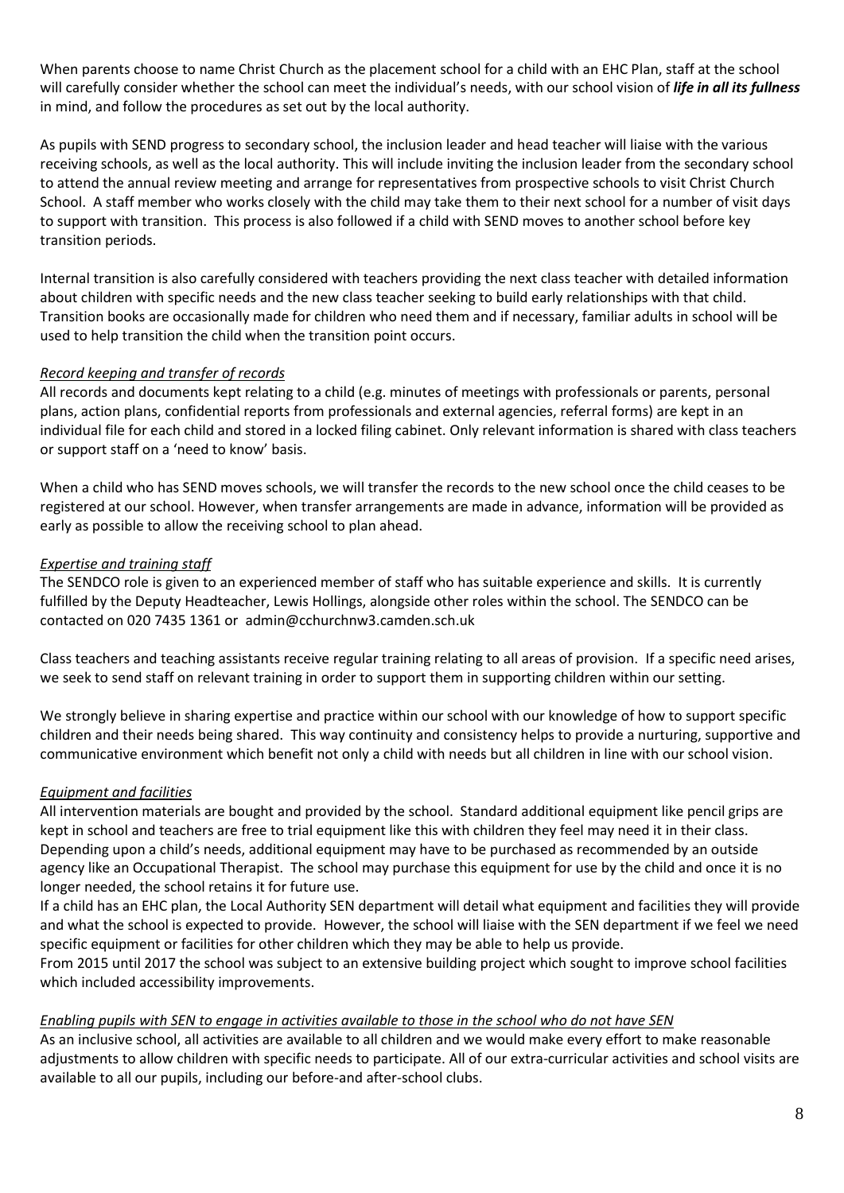When parents choose to name Christ Church as the placement school for a child with an EHC Plan, staff at the school will carefully consider whether the school can meet the individual's needs, with our school vision of ***life in all its fullness*** in mind, and follow the procedures as set out by the local authority.

As pupils with SEND progress to secondary school, the inclusion leader and head teacher will liaise with the various receiving schools, as well as the local authority. This will include inviting the inclusion leader from the secondary school to attend the annual review meeting and arrange for representatives from prospective schools to visit Christ Church School. A staff member who works closely with the child may take them to their next school for a number of visit days to support with transition. This process is also followed if a child with SEND moves to another school before key transition periods.

Internal transition is also carefully considered with teachers providing the next class teacher with detailed information about children with specific needs and the new class teacher seeking to build early relationships with that child. Transition books are occasionally made for children who need them and if necessary, familiar adults in school will be used to help transition the child when the transition point occurs.

*Record keeping and transfer of records*

All records and documents kept relating to a child (e.g. minutes of meetings with professionals or parents, personal plans, action plans, confidential reports from professionals and external agencies, referral forms) are kept in an individual file for each child and stored in a locked filing cabinet. Only relevant information is shared with class teachers or support staff on a 'need to know' basis.

When a child who has SEND moves schools, we will transfer the records to the new school once the child ceases to be registered at our school. However, when transfer arrangements are made in advance, information will be provided as early as possible to allow the receiving school to plan ahead.

*Expertise and training staff*

The SENDCO role is given to an experienced member of staff who has suitable experience and skills. It is currently fulfilled by the Deputy Headteacher, Lewis Hollings, alongside other roles within the school. The SENDCO can be contacted on 020 7435 1361 or admin@cchurchnw3.camden.sch.uk

Class teachers and teaching assistants receive regular training relating to all areas of provision. If a specific need arises, we seek to send staff on relevant training in order to support them in supporting children within our setting.

We strongly believe in sharing expertise and practice within our school with our knowledge of how to support specific children and their needs being shared. This way continuity and consistency helps to provide a nurturing, supportive and communicative environment which benefit not only a child with needs but all children in line with our school vision.

*Equipment and facilities*

All intervention materials are bought and provided by the school. Standard additional equipment like pencil grips are kept in school and teachers are free to trial equipment like this with children they feel may need it in their class. Depending upon a child's needs, additional equipment may have to be purchased as recommended by an outside agency like an Occupational Therapist. The school may purchase this equipment for use by the child and once it is no longer needed, the school retains it for future use.

If a child has an EHC plan, the Local Authority SEN department will detail what equipment and facilities they will provide and what the school is expected to provide. However, the school will liaise with the SEN department if we feel we need specific equipment or facilities for other children which they may be able to help us provide.

From 2015 until 2017 the school was subject to an extensive building project which sought to improve school facilities which included accessibility improvements.

*Enabling pupils with SEN to engage in activities available to those in the school who do not have SEN*

As an inclusive school, all activities are available to all children and we would make every effort to make reasonable adjustments to allow children with specific needs to participate. All of our extra-curricular activities and school visits are available to all our pupils, including our before-and after-school clubs.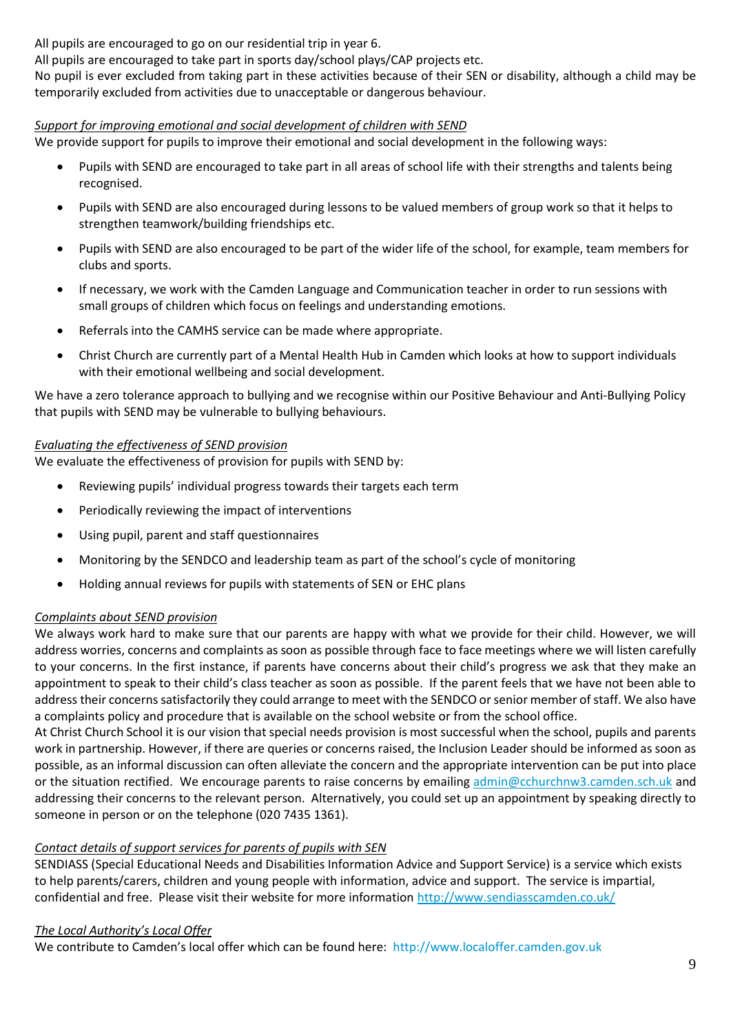All pupils are encouraged to go on our residential trip in year 6.
All pupils are encouraged to take part in sports day/school plays/CAP projects etc.
No pupil is ever excluded from taking part in these activities because of their SEN or disability, although a child may be temporarily excluded from activities due to unacceptable or dangerous behaviour.

*Support for improving emotional and social development of children with SEND*
We provide support for pupils to improve their emotional and social development in the following ways:

- Pupils with SEND are encouraged to take part in all areas of school life with their strengths and talents being recognised.
- Pupils with SEND are also encouraged during lessons to be valued members of group work so that it helps to strengthen teamwork/building friendships etc.
- Pupils with SEND are also encouraged to be part of the wider life of the school, for example, team members for clubs and sports.
- If necessary, we work with the Camden Language and Communication teacher in order to run sessions with small groups of children which focus on feelings and understanding emotions.
- Referrals into the CAMHS service can be made where appropriate.
- Christ Church are currently part of a Mental Health Hub in Camden which looks at how to support individuals with their emotional wellbeing and social development.

We have a zero tolerance approach to bullying and we recognise within our Positive Behaviour and Anti-Bullying Policy that pupils with SEND may be vulnerable to bullying behaviours.

*Evaluating the effectiveness of SEND provision*
We evaluate the effectiveness of provision for pupils with SEND by:

- Reviewing pupils' individual progress towards their targets each term
- Periodically reviewing the impact of interventions
- Using pupil, parent and staff questionnaires
- Monitoring by the SENDCO and leadership team as part of the school's cycle of monitoring
- Holding annual reviews for pupils with statements of SEN or EHC plans

*Complaints about SEND provision*
We always work hard to make sure that our parents are happy with what we provide for their child. However, we will address worries, concerns and complaints as soon as possible through face to face meetings where we will listen carefully to your concerns. In the first instance, if parents have concerns about their child's progress we ask that they make an appointment to speak to their child's class teacher as soon as possible. If the parent feels that we have not been able to address their concerns satisfactorily they could arrange to meet with the SENDCO or senior member of staff. We also have a complaints policy and procedure that is available on the school website or from the school office.
At Christ Church School it is our vision that special needs provision is most successful when the school, pupils and parents work in partnership. However, if there are queries or concerns raised, the Inclusion Leader should be informed as soon as possible, as an informal discussion can often alleviate the concern and the appropriate intervention can be put into place or the situation rectified. We encourage parents to raise concerns by emailing admin@cchurchnw3.camden.sch.uk and addressing their concerns to the relevant person. Alternatively, you could set up an appointment by speaking directly to someone in person or on the telephone (020 7435 1361).

*Contact details of support services for parents of pupils with SEN*
SENDIASS (Special Educational Needs and Disabilities Information Advice and Support Service) is a service which exists to help parents/carers, children and young people with information, advice and support. The service is impartial, confidential and free. Please visit their website for more information http://www.sendiasscamden.co.uk/

*The Local Authority's Local Offer*
We contribute to Camden's local offer which can be found here: http://www.localoffer.camden.gov.uk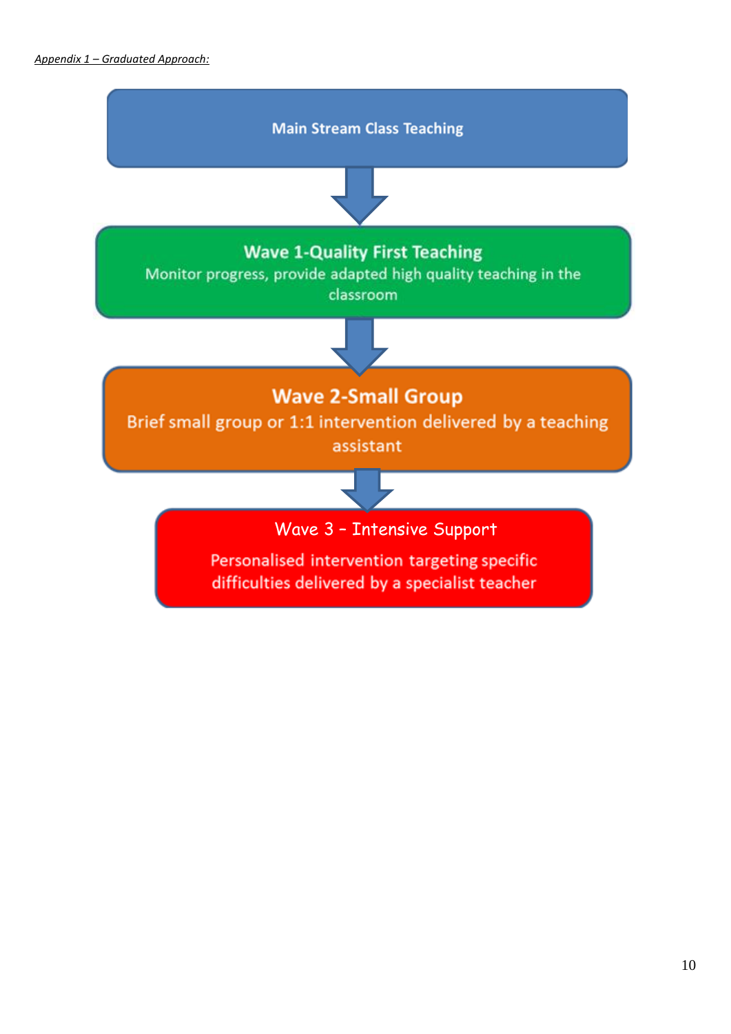*Appendix 1 – Graduated Approach:*

**Main Stream Class Teaching**

↓

**Wave 1-Quality First Teaching**
Monitor progress, provide adapted high quality teaching in the classroom

↓

**Wave 2-Small Group**
Brief small group or 1:1 intervention delivered by a teaching assistant

↓

**Wave 3 – Intensive Support**
Personalised intervention targeting specific difficulties delivered by a specialist teacher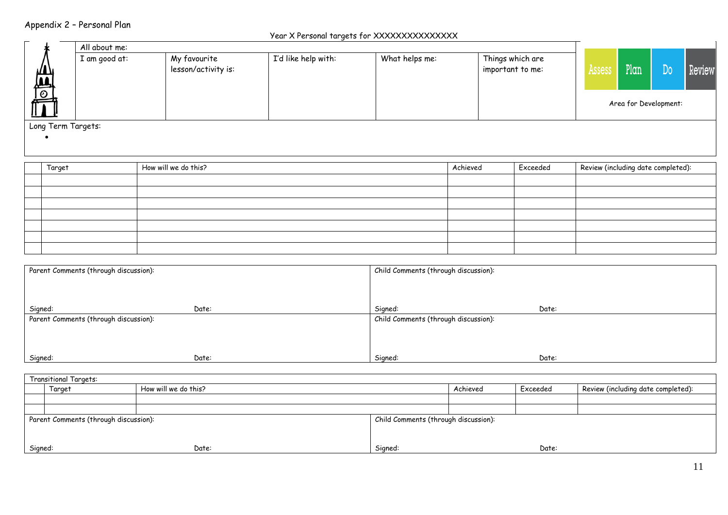Appendix 2 – Personal Plan

Year X Personal targets for XXXXXXXXXXXXXX

| All about me: | | | | | |
|---|---|---|---|---|---|
| I am good at: | My favourite lesson/activity is: | I'd like help with: | What helps me: | Things which are important to me: | Assess Plan Do Review<br><br>Area for Development: |

Long Term Targets:

- 

| | Target | How will we do this? | Achieved | Exceeded | Review (including date completed): |
|---|---|---|---|---|---|
| | | | | | |
| | | | | | |
| | | | | | |
| | | | | | |
| | | | | | |
| | | | | | |
| | | | | | |

| Parent Comments (through discussion): | Child Comments (through discussion): |
|---|---|
| Signed: Date: | Signed: Date: |
| Parent Comments (through discussion): | Child Comments (through discussion): |
| Signed: Date: | Signed: Date: |

Transitional Targets:

| | Target | How will we do this? | Achieved | Exceeded | Review (including date completed): |
|---|---|---|---|---|---|
| | | | | | |
| | | | | | |

| Parent Comments (through discussion): | Child Comments (through discussion): |
|---|---|
| Signed: Date: | Signed: Date: |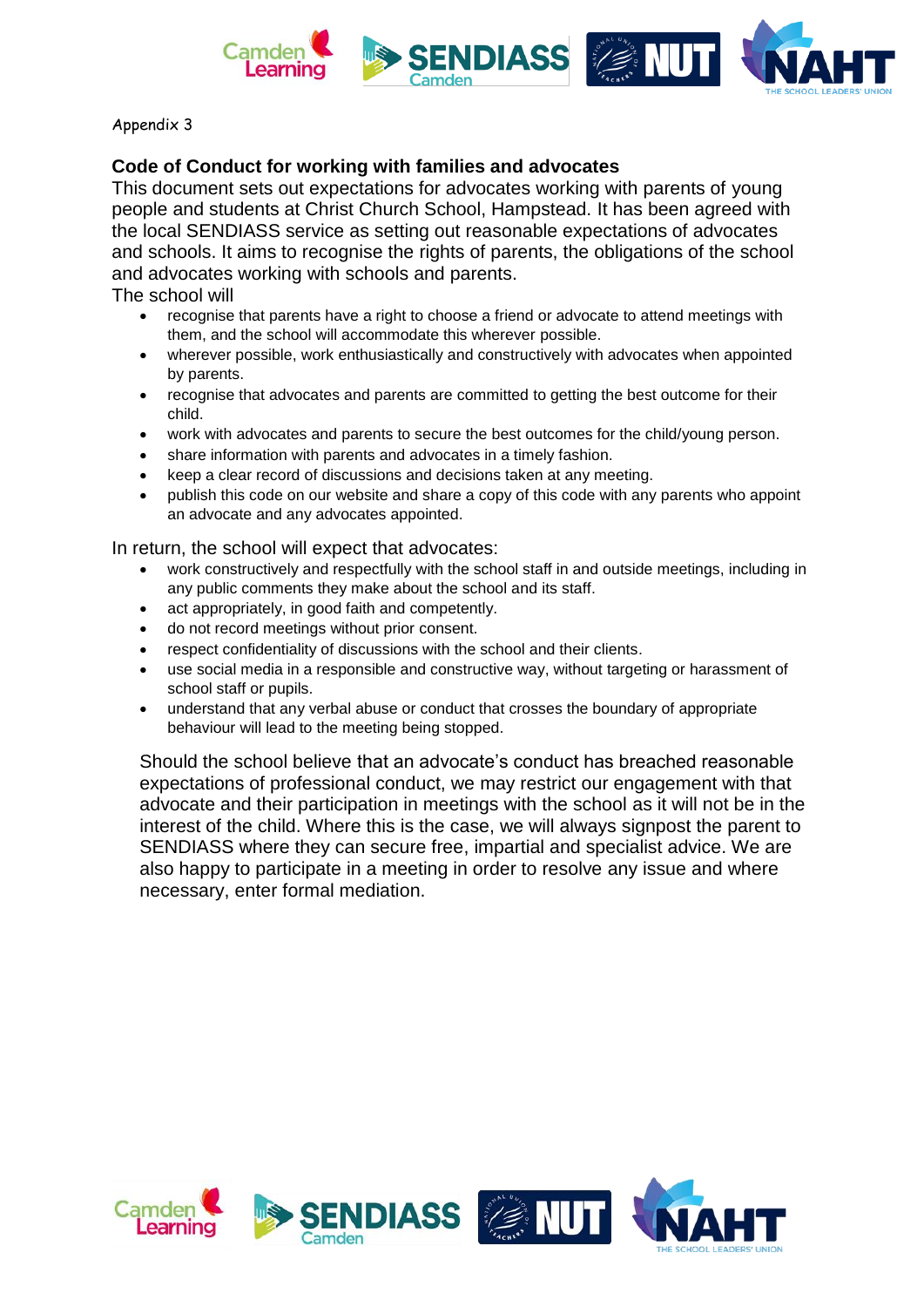Appendix 3

## Code of Conduct for working with families and advocates

This document sets out expectations for advocates working with parents of young people and students at Christ Church School, Hampstead. It has been agreed with the local SENDIASS service as setting out reasonable expectations of advocates and schools. It aims to recognise the rights of parents, the obligations of the school and advocates working with schools and parents.

The school will

- recognise that parents have a right to choose a friend or advocate to attend meetings with them, and the school will accommodate this wherever possible.
- wherever possible, work enthusiastically and constructively with advocates when appointed by parents.
- recognise that advocates and parents are committed to getting the best outcome for their child.
- work with advocates and parents to secure the best outcomes for the child/young person.
- share information with parents and advocates in a timely fashion.
- keep a clear record of discussions and decisions taken at any meeting.
- publish this code on our website and share a copy of this code with any parents who appoint an advocate and any advocates appointed.

In return, the school will expect that advocates:

- work constructively and respectfully with the school staff in and outside meetings, including in any public comments they make about the school and its staff.
- act appropriately, in good faith and competently.
- do not record meetings without prior consent.
- respect confidentiality of discussions with the school and their clients.
- use social media in a responsible and constructive way, without targeting or harassment of school staff or pupils.
- understand that any verbal abuse or conduct that crosses the boundary of appropriate behaviour will lead to the meeting being stopped.

Should the school believe that an advocate's conduct has breached reasonable expectations of professional conduct, we may restrict our engagement with that advocate and their participation in meetings with the school as it will not be in the interest of the child. Where this is the case, we will always signpost the parent to SENDIASS where they can secure free, impartial and specialist advice. We are also happy to participate in a meeting in order to resolve any issue and where necessary, enter formal mediation.